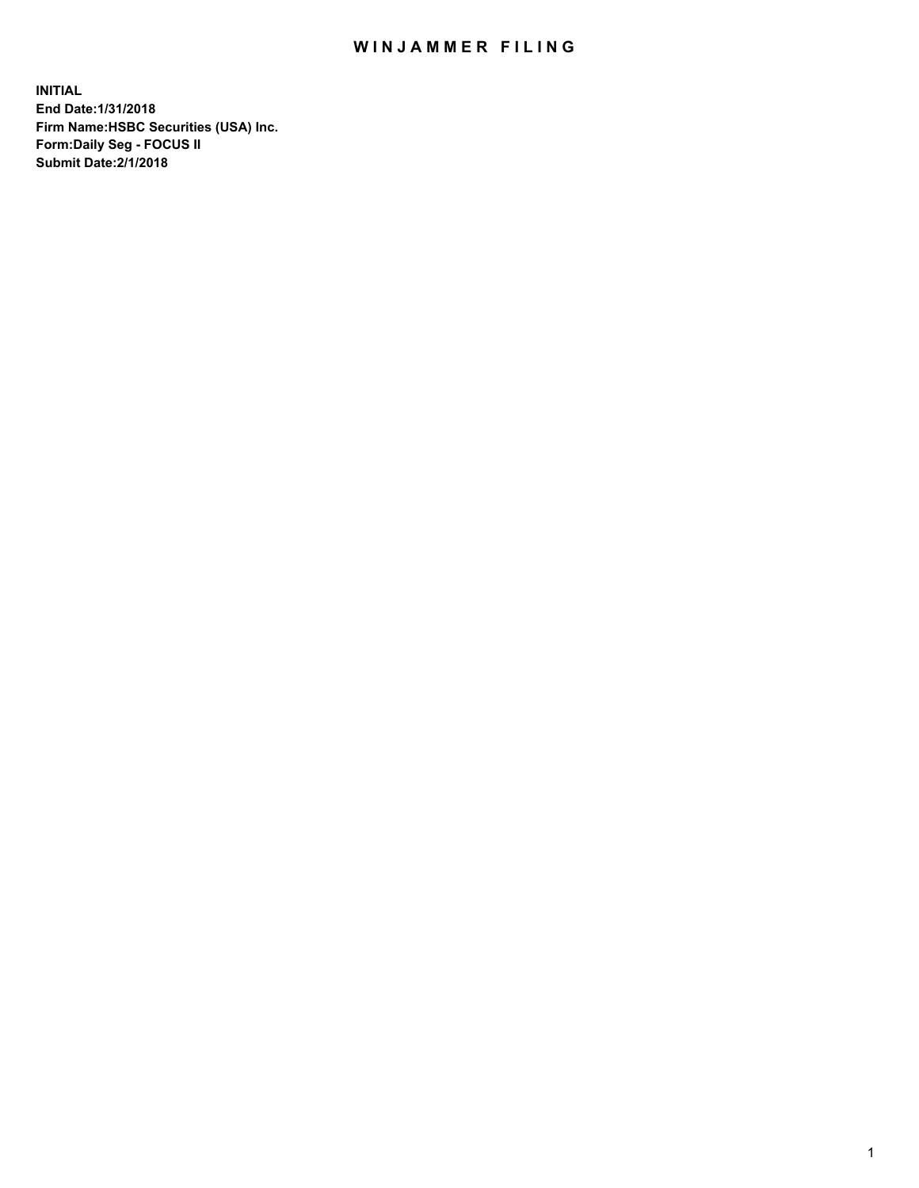# WINJAMMER FILING

**INITIAL**
**End Date:1/31/2018**
**Firm Name:HSBC Securities (USA) Inc.**
**Form:Daily Seg - FOCUS II**
**Submit Date:2/1/2018**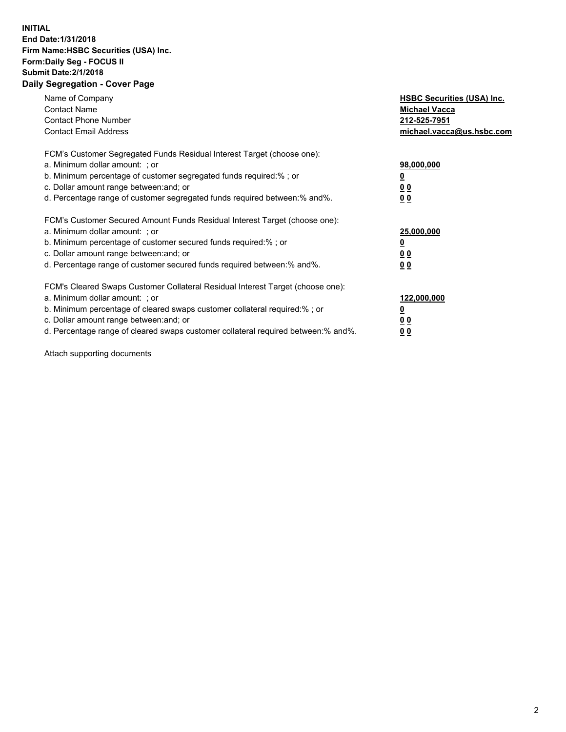**INITIAL**
**End Date:1/31/2018**
**Firm Name:HSBC Securities (USA) Inc.**
**Form:Daily Seg - FOCUS II**
**Submit Date:2/1/2018**
**Daily Segregation - Cover Page**

| | |
|---|---|
| Name of Company | **HSBC Securities (USA) Inc.** |
| Contact Name | **Michael Vacca** |
| Contact Phone Number | **212-525-7951** |
| Contact Email Address | **michael.vacca@us.hsbc.com** |
| FCM's Customer Segregated Funds Residual Interest Target (choose one): | |
| a. Minimum dollar amount: ; or | **98,000,000** |
| b. Minimum percentage of customer segregated funds required:% ; or | **0** |
| c. Dollar amount range between:and; or | **0 0** |
| d. Percentage range of customer segregated funds required between:% and%. | **0 0** |
| FCM's Customer Secured Amount Funds Residual Interest Target (choose one): | |
| a. Minimum dollar amount: ; or | **25,000,000** |
| b. Minimum percentage of customer secured funds required:% ; or | **0** |
| c. Dollar amount range between:and; or | **0 0** |
| d. Percentage range of customer secured funds required between:% and%. | **0 0** |
| FCM's Cleared Swaps Customer Collateral Residual Interest Target (choose one): | |
| a. Minimum dollar amount: ; or | **122,000,000** |
| b. Minimum percentage of cleared swaps customer collateral required:% ; or | **0** |
| c. Dollar amount range between:and; or | **0 0** |
| d. Percentage range of cleared swaps customer collateral required between:% and%. | **0 0** |

Attach supporting documents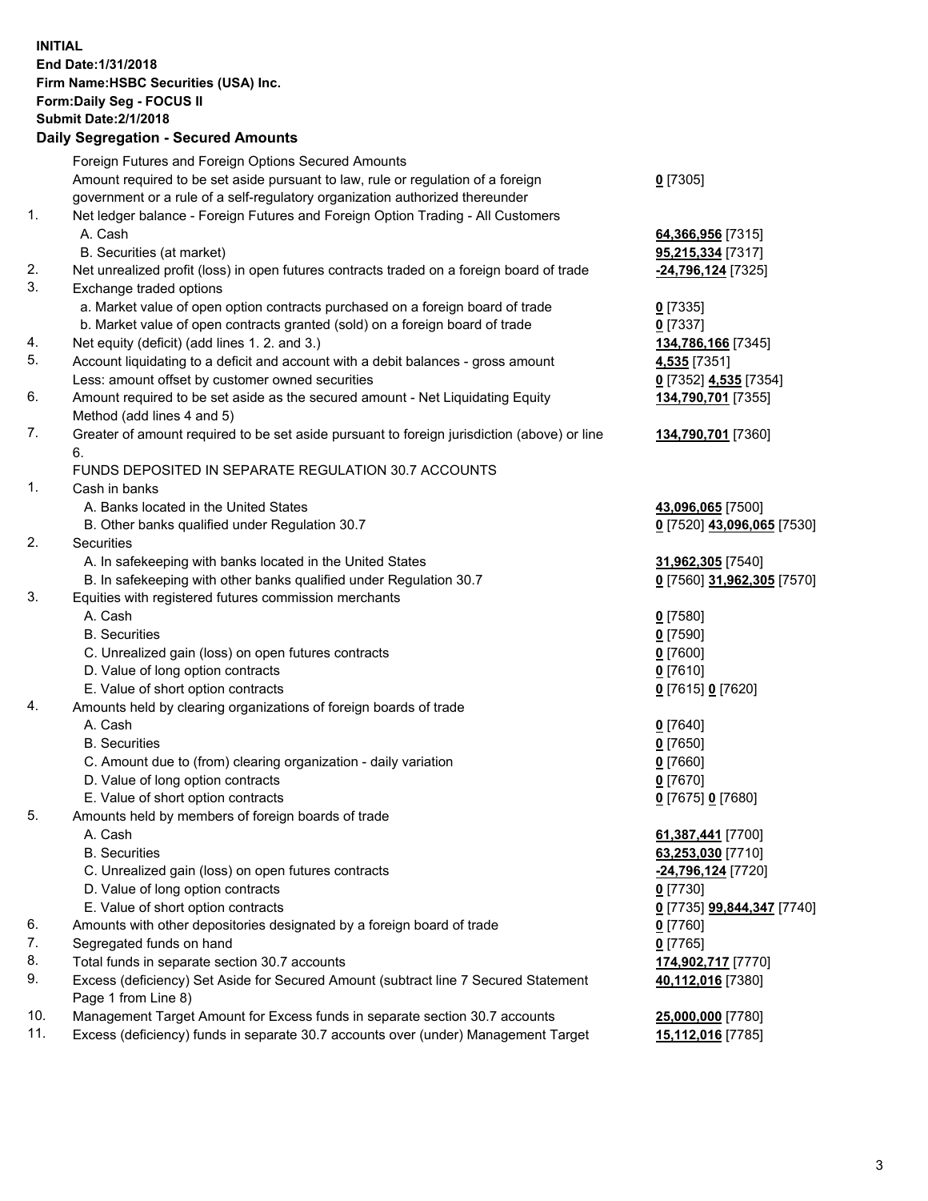**INITIAL**
**End Date:1/31/2018**
**Firm Name:HSBC Securities (USA) Inc.**
**Form:Daily Seg - FOCUS II**
**Submit Date:2/1/2018**

**Daily Segregation - Secured Amounts**

| | | |
|---|---|---|
| | Foreign Futures and Foreign Options Secured Amounts | |
| | Amount required to be set aside pursuant to law, rule or regulation of a foreign government or a rule of a self-regulatory organization authorized thereunder | **0** [7305] |
| 1. | Net ledger balance - Foreign Futures and Foreign Option Trading - All Customers | |
| | A. Cash | **64,366,956** [7315] |
| | B. Securities (at market) | **95,215,334** [7317] |
| 2. | Net unrealized profit (loss) in open futures contracts traded on a foreign board of trade | **-24,796,124** [7325] |
| 3. | Exchange traded options | |
| | a. Market value of open option contracts purchased on a foreign board of trade | **0** [7335] |
| | b. Market value of open contracts granted (sold) on a foreign board of trade | **0** [7337] |
| 4. | Net equity (deficit) (add lines 1. 2. and 3.) | **134,786,166** [7345] |
| 5. | Account liquidating to a deficit and account with a debit balances - gross amount | **4,535** [7351] |
| | Less: amount offset by customer owned securities | **0** [7352] **4,535** [7354] |
| 6. | Amount required to be set aside as the secured amount - Net Liquidating Equity Method (add lines 4 and 5) | **134,790,701** [7355] |
| 7. | Greater of amount required to be set aside pursuant to foreign jurisdiction (above) or line 6. | **134,790,701** [7360] |
| | FUNDS DEPOSITED IN SEPARATE REGULATION 30.7 ACCOUNTS | |
| 1. | Cash in banks | |
| | A. Banks located in the United States | **43,096,065** [7500] |
| | B. Other banks qualified under Regulation 30.7 | **0** [7520] **43,096,065** [7530] |
| 2. | Securities | |
| | A. In safekeeping with banks located in the United States | **31,962,305** [7540] |
| | B. In safekeeping with other banks qualified under Regulation 30.7 | **0** [7560] **31,962,305** [7570] |
| 3. | Equities with registered futures commission merchants | |
| | A. Cash | **0** [7580] |
| | B. Securities | **0** [7590] |
| | C. Unrealized gain (loss) on open futures contracts | **0** [7600] |
| | D. Value of long option contracts | **0** [7610] |
| | E. Value of short option contracts | **0** [7615] **0** [7620] |
| 4. | Amounts held by clearing organizations of foreign boards of trade | |
| | A. Cash | **0** [7640] |
| | B. Securities | **0** [7650] |
| | C. Amount due to (from) clearing organization - daily variation | **0** [7660] |
| | D. Value of long option contracts | **0** [7670] |
| | E. Value of short option contracts | **0** [7675] **0** [7680] |
| 5. | Amounts held by members of foreign boards of trade | |
| | A. Cash | **61,387,441** [7700] |
| | B. Securities | **63,253,030** [7710] |
| | C. Unrealized gain (loss) on open futures contracts | **-24,796,124** [7720] |
| | D. Value of long option contracts | **0** [7730] |
| | E. Value of short option contracts | **0** [7735] **99,844,347** [7740] |
| 6. | Amounts with other depositories designated by a foreign board of trade | **0** [7760] |
| 7. | Segregated funds on hand | **0** [7765] |
| 8. | Total funds in separate section 30.7 accounts | **174,902,717** [7770] |
| 9. | Excess (deficiency) Set Aside for Secured Amount (subtract line 7 Secured Statement Page 1 from Line 8) | **40,112,016** [7380] |
| 10. | Management Target Amount for Excess funds in separate section 30.7 accounts | **25,000,000** [7780] |
| 11. | Excess (deficiency) funds in separate 30.7 accounts over (under) Management Target | **15,112,016** [7785] |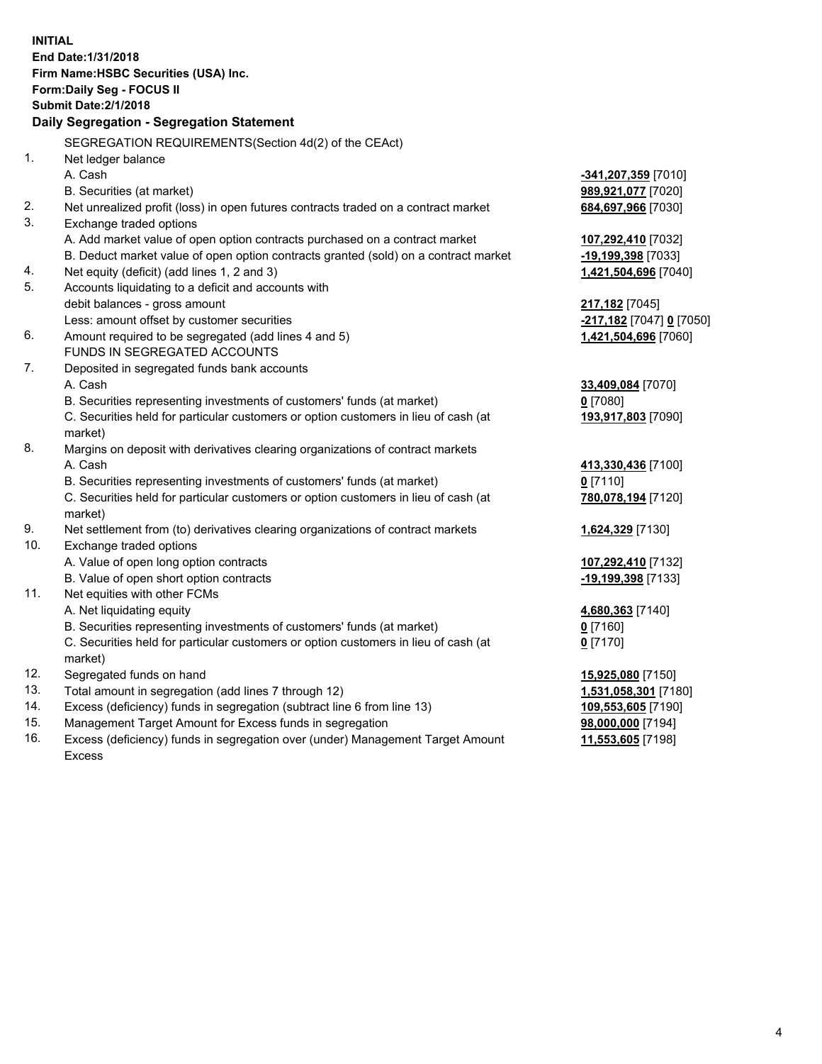**INITIAL**
**End Date:1/31/2018**
**Firm Name:HSBC Securities (USA) Inc.**
**Form:Daily Seg - FOCUS II**
**Submit Date:2/1/2018**

**Daily Segregation - Segregation Statement**

| | | |
|---|---|---|
| | SEGREGATION REQUIREMENTS(Section 4d(2) of the CEAct) | |
| 1. | Net ledger balance | |
| | A. Cash | **-341,207,359** [7010] |
| | B. Securities (at market) | **989,921,077** [7020] |
| 2. | Net unrealized profit (loss) in open futures contracts traded on a contract market | **684,697,966** [7030] |
| 3. | Exchange traded options | |
| | A. Add market value of open option contracts purchased on a contract market | **107,292,410** [7032] |
| | B. Deduct market value of open option contracts granted (sold) on a contract market | **-19,199,398** [7033] |
| 4. | Net equity (deficit) (add lines 1, 2 and 3) | **1,421,504,696** [7040] |
| 5. | Accounts liquidating to a deficit and accounts with debit balances - gross amount | **217,182** [7045] |
| | Less: amount offset by customer securities | **-217,182** [7047] **0** [7050] |
| 6. | Amount required to be segregated (add lines 4 and 5) | **1,421,504,696** [7060] |
| | FUNDS IN SEGREGATED ACCOUNTS | |
| 7. | Deposited in segregated funds bank accounts | |
| | A. Cash | **33,409,084** [7070] |
| | B. Securities representing investments of customers' funds (at market) | **0** [7080] |
| | C. Securities held for particular customers or option customers in lieu of cash (at market) | **193,917,803** [7090] |
| 8. | Margins on deposit with derivatives clearing organizations of contract markets | |
| | A. Cash | **413,330,436** [7100] |
| | B. Securities representing investments of customers' funds (at market) | **0** [7110] |
| | C. Securities held for particular customers or option customers in lieu of cash (at market) | **780,078,194** [7120] |
| 9. | Net settlement from (to) derivatives clearing organizations of contract markets | **1,624,329** [7130] |
| 10. | Exchange traded options | |
| | A. Value of open long option contracts | **107,292,410** [7132] |
| | B. Value of open short option contracts | **-19,199,398** [7133] |
| 11. | Net equities with other FCMs | |
| | A. Net liquidating equity | **4,680,363** [7140] |
| | B. Securities representing investments of customers' funds (at market) | **0** [7160] |
| | C. Securities held for particular customers or option customers in lieu of cash (at market) | **0** [7170] |
| 12. | Segregated funds on hand | **15,925,080** [7150] |
| 13. | Total amount in segregation (add lines 7 through 12) | **1,531,058,301** [7180] |
| 14. | Excess (deficiency) funds in segregation (subtract line 6 from line 13) | **109,553,605** [7190] |
| 15. | Management Target Amount for Excess funds in segregation | **98,000,000** [7194] |
| 16. | Excess (deficiency) funds in segregation over (under) Management Target Amount Excess | **11,553,605** [7198] |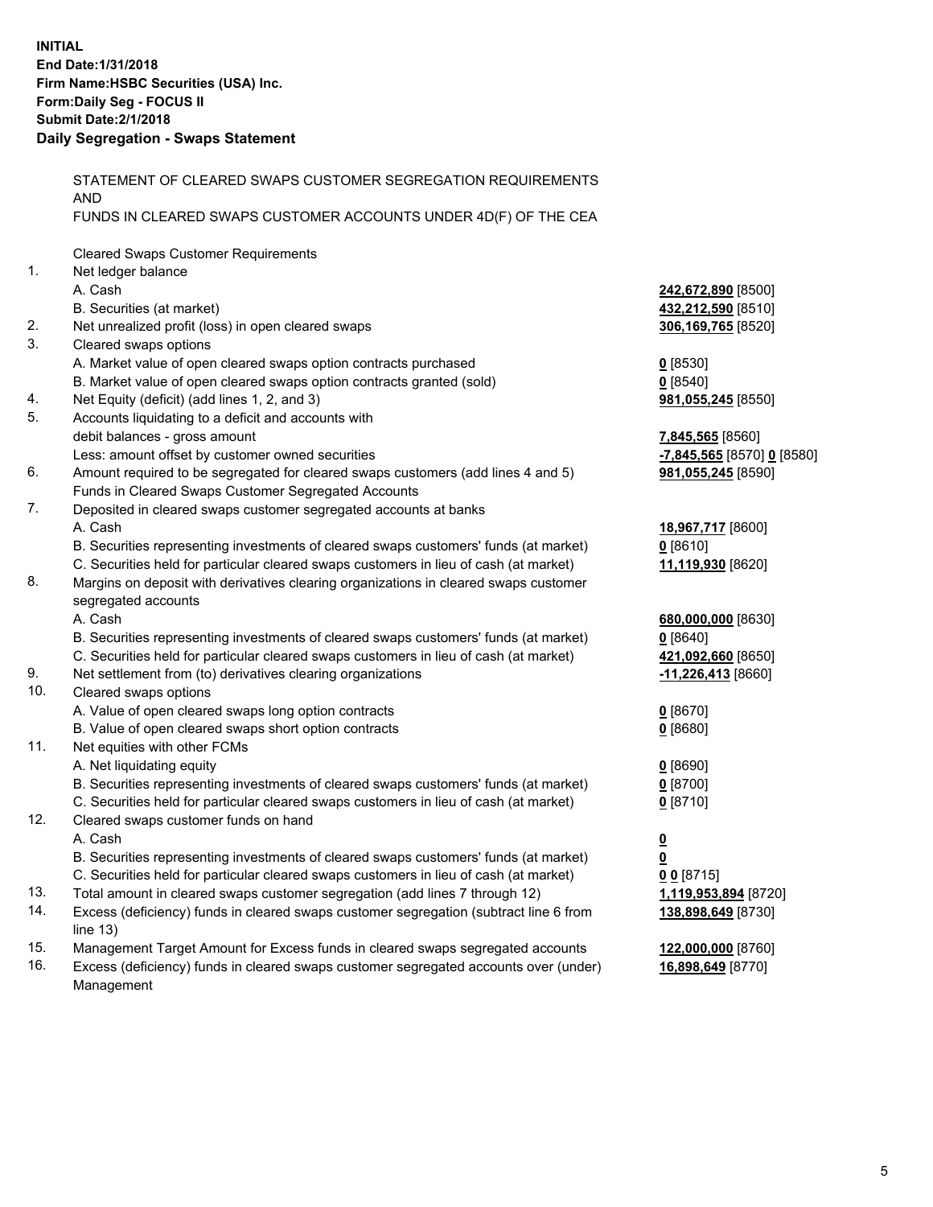**INITIAL**
**End Date:1/31/2018**
**Firm Name:HSBC Securities (USA) Inc.**
**Form:Daily Seg - FOCUS II**
**Submit Date:2/1/2018**
**Daily Segregation - Swaps Statement**

STATEMENT OF CLEARED SWAPS CUSTOMER SEGREGATION REQUIREMENTS AND FUNDS IN CLEARED SWAPS CUSTOMER ACCOUNTS UNDER 4D(F) OF THE CEA

| | | |
|---|---|---|
| | Cleared Swaps Customer Requirements | |
| 1. | Net ledger balance | |
| | A. Cash | **242,672,890** [8500] |
| | B. Securities (at market) | **432,212,590** [8510] |
| 2. | Net unrealized profit (loss) in open cleared swaps | **306,169,765** [8520] |
| 3. | Cleared swaps options | |
| | A. Market value of open cleared swaps option contracts purchased | **0** [8530] |
| | B. Market value of open cleared swaps option contracts granted (sold) | **0** [8540] |
| 4. | Net Equity (deficit) (add lines 1, 2, and 3) | **981,055,245** [8550] |
| 5. | Accounts liquidating to a deficit and accounts with debit balances - gross amount | **7,845,565** [8560] |
| | Less: amount offset by customer owned securities | **-7,845,565** [8570] **0** [8580] |
| 6. | Amount required to be segregated for cleared swaps customers (add lines 4 and 5) | **981,055,245** [8590] |
| | Funds in Cleared Swaps Customer Segregated Accounts | |
| 7. | Deposited in cleared swaps customer segregated accounts at banks | |
| | A. Cash | **18,967,717** [8600] |
| | B. Securities representing investments of cleared swaps customers' funds (at market) | **0** [8610] |
| | C. Securities held for particular cleared swaps customers in lieu of cash (at market) | **11,119,930** [8620] |
| 8. | Margins on deposit with derivatives clearing organizations in cleared swaps customer segregated accounts | |
| | A. Cash | **680,000,000** [8630] |
| | B. Securities representing investments of cleared swaps customers' funds (at market) | **0** [8640] |
| | C. Securities held for particular cleared swaps customers in lieu of cash (at market) | **421,092,660** [8650] |
| 9. | Net settlement from (to) derivatives clearing organizations | **-11,226,413** [8660] |
| 10. | Cleared swaps options | |
| | A. Value of open cleared swaps long option contracts | **0** [8670] |
| | B. Value of open cleared swaps short option contracts | **0** [8680] |
| 11. | Net equities with other FCMs | |
| | A. Net liquidating equity | **0** [8690] |
| | B. Securities representing investments of cleared swaps customers' funds (at market) | **0** [8700] |
| | C. Securities held for particular cleared swaps customers in lieu of cash (at market) | **0** [8710] |
| 12. | Cleared swaps customer funds on hand | |
| | A. Cash | **0** |
| | B. Securities representing investments of cleared swaps customers' funds (at market) | **0** |
| | C. Securities held for particular cleared swaps customers in lieu of cash (at market) | **0** **0** [8715] |
| 13. | Total amount in cleared swaps customer segregation (add lines 7 through 12) | **1,119,953,894** [8720] |
| 14. | Excess (deficiency) funds in cleared swaps customer segregation (subtract line 6 from line 13) | **138,898,649** [8730] |
| 15. | Management Target Amount for Excess funds in cleared swaps segregated accounts | **122,000,000** [8760] |
| 16. | Excess (deficiency) funds in cleared swaps customer segregated accounts over (under) Management | **16,898,649** [8770] |